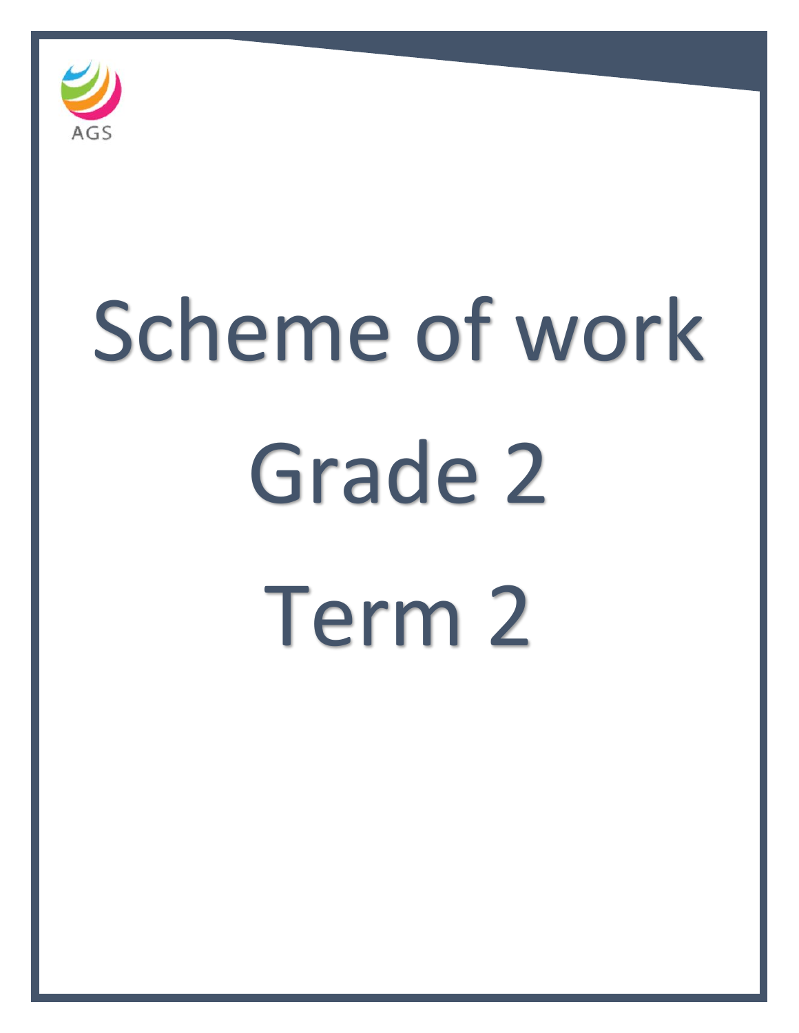AGS

# Scheme of work

# Grade 2

# Term 2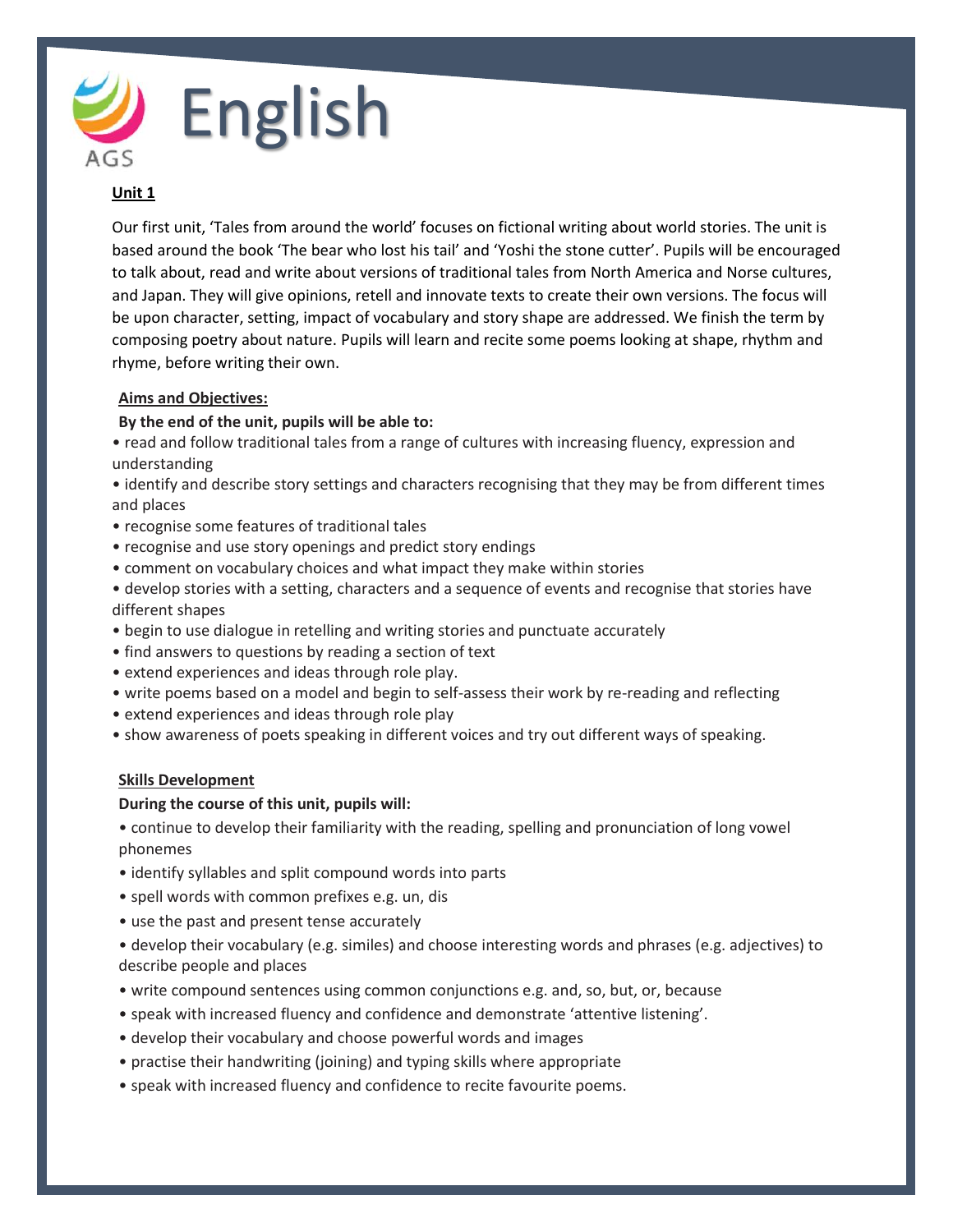# English

**Unit 1**

Our first unit, 'Tales from around the world' focuses on fictional writing about world stories. The unit is based around the book 'The bear who lost his tail' and 'Yoshi the stone cutter'. Pupils will be encouraged to talk about, read and write about versions of traditional tales from North America and Norse cultures, and Japan. They will give opinions, retell and innovate texts to create their own versions. The focus will be upon character, setting, impact of vocabulary and story shape are addressed. We finish the term by composing poetry about nature. Pupils will learn and recite some poems looking at shape, rhythm and rhyme, before writing their own.

**Aims and Objectives:**

**By the end of the unit, pupils will be able to:**

- read and follow traditional tales from a range of cultures with increasing fluency, expression and understanding
- identify and describe story settings and characters recognising that they may be from different times and places
- recognise some features of traditional tales
- recognise and use story openings and predict story endings
- comment on vocabulary choices and what impact they make within stories
- develop stories with a setting, characters and a sequence of events and recognise that stories have different shapes
- begin to use dialogue in retelling and writing stories and punctuate accurately
- find answers to questions by reading a section of text
- extend experiences and ideas through role play.
- write poems based on a model and begin to self-assess their work by re-reading and reflecting
- extend experiences and ideas through role play
- show awareness of poets speaking in different voices and try out different ways of speaking.

**Skills Development**

**During the course of this unit, pupils will:**

- continue to develop their familiarity with the reading, spelling and pronunciation of long vowel phonemes
- identify syllables and split compound words into parts
- spell words with common prefixes e.g. un, dis
- use the past and present tense accurately
- develop their vocabulary (e.g. similes) and choose interesting words and phrases (e.g. adjectives) to describe people and places
- write compound sentences using common conjunctions e.g. and, so, but, or, because
- speak with increased fluency and confidence and demonstrate 'attentive listening'.
- develop their vocabulary and choose powerful words and images
- practise their handwriting (joining) and typing skills where appropriate
- speak with increased fluency and confidence to recite favourite poems.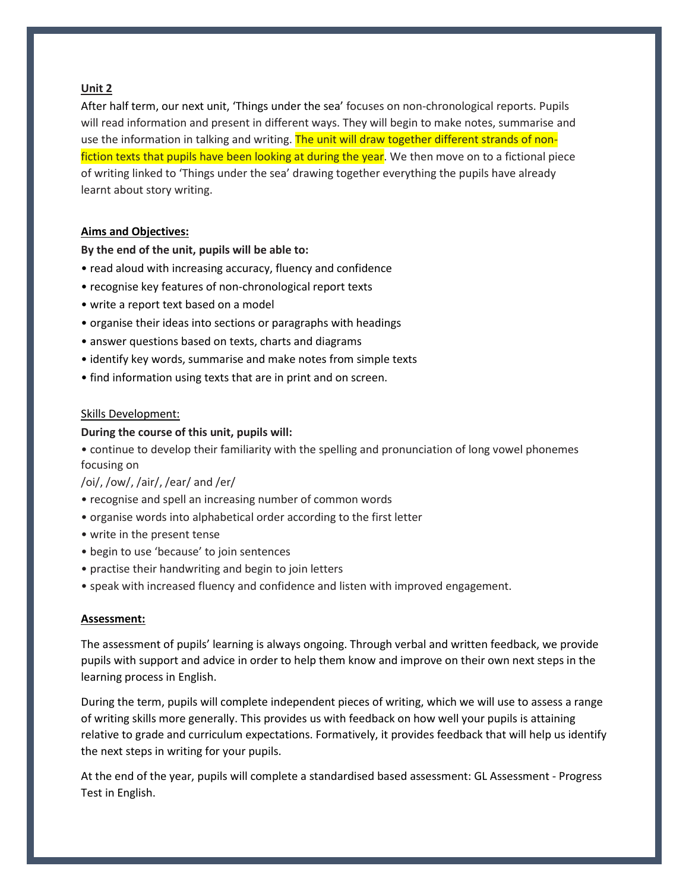**Unit 2**

After half term, our next unit, 'Things under the sea' focuses on non-chronological reports. Pupils will read information and present in different ways. They will begin to make notes, summarise and use the information in talking and writing. The unit will draw together different strands of non-fiction texts that pupils have been looking at during the year. We then move on to a fictional piece of writing linked to 'Things under the sea' drawing together everything the pupils have already learnt about story writing.

**Aims and Objectives:**

**By the end of the unit, pupils will be able to:**

- read aloud with increasing accuracy, fluency and confidence
- recognise key features of non-chronological report texts
- write a report text based on a model
- organise their ideas into sections or paragraphs with headings
- answer questions based on texts, charts and diagrams
- identify key words, summarise and make notes from simple texts
- find information using texts that are in print and on screen.

Skills Development:

**During the course of this unit, pupils will:**

- continue to develop their familiarity with the spelling and pronunciation of long vowel phonemes focusing on /oi/, /ow/, /air/, /ear/ and /er/
- recognise and spell an increasing number of common words
- organise words into alphabetical order according to the first letter
- write in the present tense
- begin to use 'because' to join sentences
- practise their handwriting and begin to join letters
- speak with increased fluency and confidence and listen with improved engagement.

**Assessment:**

The assessment of pupils' learning is always ongoing. Through verbal and written feedback, we provide pupils with support and advice in order to help them know and improve on their own next steps in the learning process in English.

During the term, pupils will complete independent pieces of writing, which we will use to assess a range of writing skills more generally. This provides us with feedback on how well your pupils is attaining relative to grade and curriculum expectations. Formatively, it provides feedback that will help us identify the next steps in writing for your pupils.

At the end of the year, pupils will complete a standardised based assessment: GL Assessment - Progress Test in English.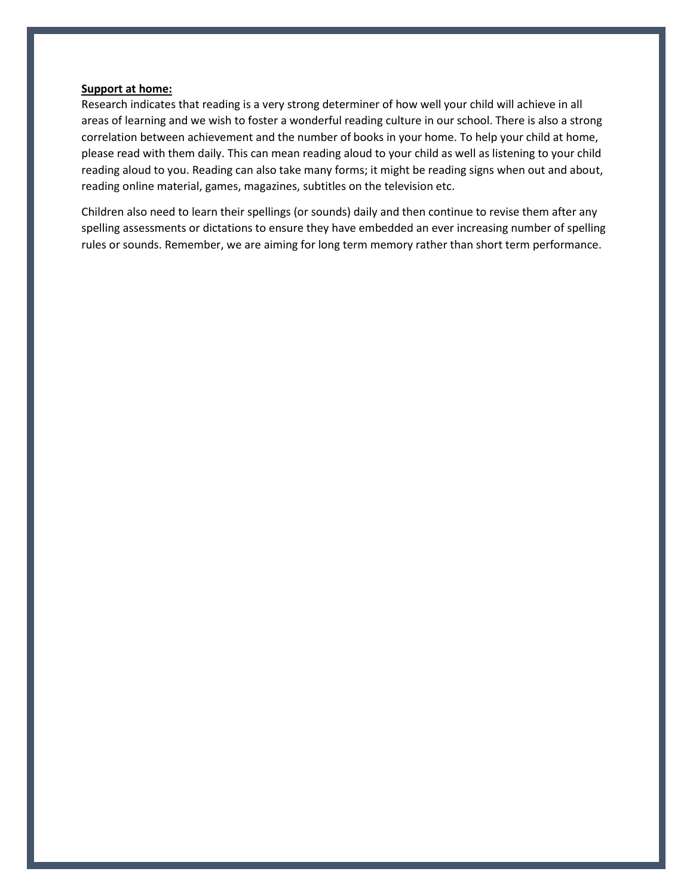**Support at home:**

Research indicates that reading is a very strong determiner of how well your child will achieve in all areas of learning and we wish to foster a wonderful reading culture in our school. There is also a strong correlation between achievement and the number of books in your home. To help your child at home, please read with them daily. This can mean reading aloud to your child as well as listening to your child reading aloud to you. Reading can also take many forms; it might be reading signs when out and about, reading online material, games, magazines, subtitles on the television etc.

Children also need to learn their spellings (or sounds) daily and then continue to revise them after any spelling assessments or dictations to ensure they have embedded an ever increasing number of spelling rules or sounds. Remember, we are aiming for long term memory rather than short term performance.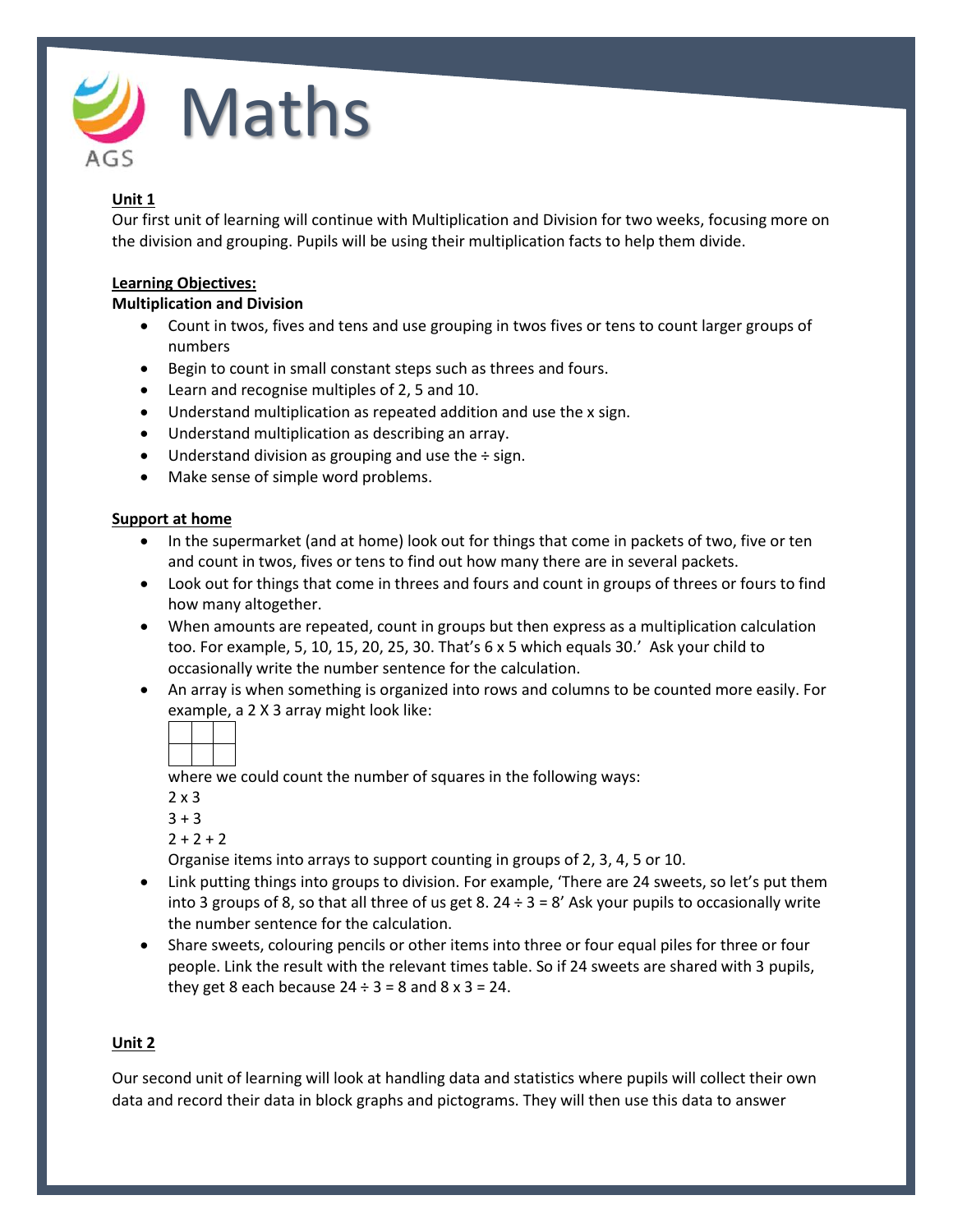# Maths

**Unit 1**

Our first unit of learning will continue with Multiplication and Division for two weeks, focusing more on the division and grouping. Pupils will be using their multiplication facts to help them divide.

**Learning Objectives:**

**Multiplication and Division**

- Count in twos, fives and tens and use grouping in twos fives or tens to count larger groups of numbers
- Begin to count in small constant steps such as threes and fours.
- Learn and recognise multiples of 2, 5 and 10.
- Understand multiplication as repeated addition and use the x sign.
- Understand multiplication as describing an array.
- Understand division as grouping and use the ÷ sign.
- Make sense of simple word problems.

**Support at home**

- In the supermarket (and at home) look out for things that come in packets of two, five or ten and count in twos, fives or tens to find out how many there are in several packets.
- Look out for things that come in threes and fours and count in groups of threes or fours to find how many altogether.
- When amounts are repeated, count in groups but then express as a multiplication calculation too. For example, 5, 10, 15, 20, 25, 30. That's 6 x 5 which equals 30.' Ask your child to occasionally write the number sentence for the calculation.
- An array is when something is organized into rows and columns to be counted more easily. For example, a 2 X 3 array might look like:

  |  |  |  |
  |---|---|---|
  |  |  |  |

  where we could count the number of squares in the following ways:
  2 x 3
  3 + 3
  2 + 2 + 2
  Organise items into arrays to support counting in groups of 2, 3, 4, 5 or 10.
- Link putting things into groups to division. For example, 'There are 24 sweets, so let's put them into 3 groups of 8, so that all three of us get 8. 24 ÷ 3 = 8' Ask your pupils to occasionally write the number sentence for the calculation.
- Share sweets, colouring pencils or other items into three or four equal piles for three or four people. Link the result with the relevant times table. So if 24 sweets are shared with 3 pupils, they get 8 each because 24 ÷ 3 = 8 and 8 x 3 = 24.

**Unit 2**

Our second unit of learning will look at handling data and statistics where pupils will collect their own data and record their data in block graphs and pictograms. They will then use this data to answer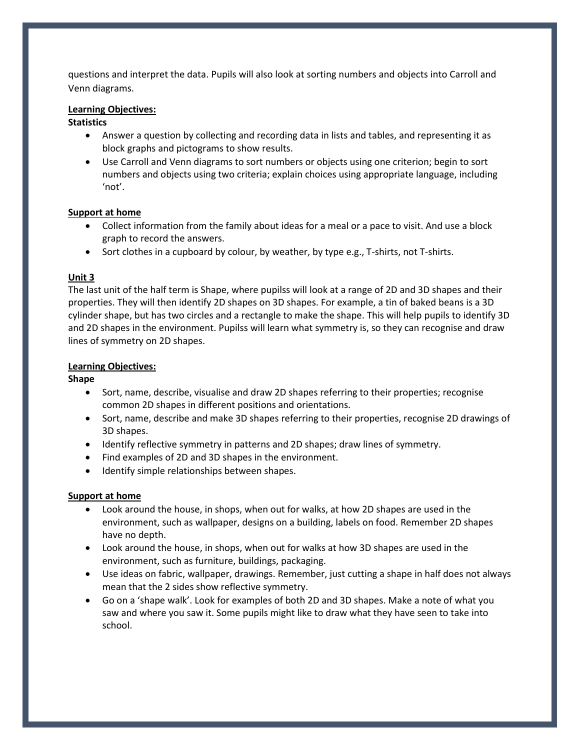questions and interpret the data. Pupils will also look at sorting numbers and objects into Carroll and Venn diagrams.

**Learning Objectives:**

**Statistics**

- Answer a question by collecting and recording data in lists and tables, and representing it as block graphs and pictograms to show results.
- Use Carroll and Venn diagrams to sort numbers or objects using one criterion; begin to sort numbers and objects using two criteria; explain choices using appropriate language, including 'not'.

**Support at home**

- Collect information from the family about ideas for a meal or a pace to visit. And use a block graph to record the answers.
- Sort clothes in a cupboard by colour, by weather, by type e.g., T-shirts, not T-shirts.

**Unit 3**

The last unit of the half term is Shape, where pupilss will look at a range of 2D and 3D shapes and their properties. They will then identify 2D shapes on 3D shapes. For example, a tin of baked beans is a 3D cylinder shape, but has two circles and a rectangle to make the shape. This will help pupils to identify 3D and 2D shapes in the environment. Pupilss will learn what symmetry is, so they can recognise and draw lines of symmetry on 2D shapes.

**Learning Objectives:**

**Shape**

- Sort, name, describe, visualise and draw 2D shapes referring to their properties; recognise common 2D shapes in different positions and orientations.
- Sort, name, describe and make 3D shapes referring to their properties, recognise 2D drawings of 3D shapes.
- Identify reflective symmetry in patterns and 2D shapes; draw lines of symmetry.
- Find examples of 2D and 3D shapes in the environment.
- Identify simple relationships between shapes.

**Support at home**

- Look around the house, in shops, when out for walks, at how 2D shapes are used in the environment, such as wallpaper, designs on a building, labels on food. Remember 2D shapes have no depth.
- Look around the house, in shops, when out for walks at how 3D shapes are used in the environment, such as furniture, buildings, packaging.
- Use ideas on fabric, wallpaper, drawings. Remember, just cutting a shape in half does not always mean that the 2 sides show reflective symmetry.
- Go on a 'shape walk'. Look for examples of both 2D and 3D shapes. Make a note of what you saw and where you saw it. Some pupils might like to draw what they have seen to take into school.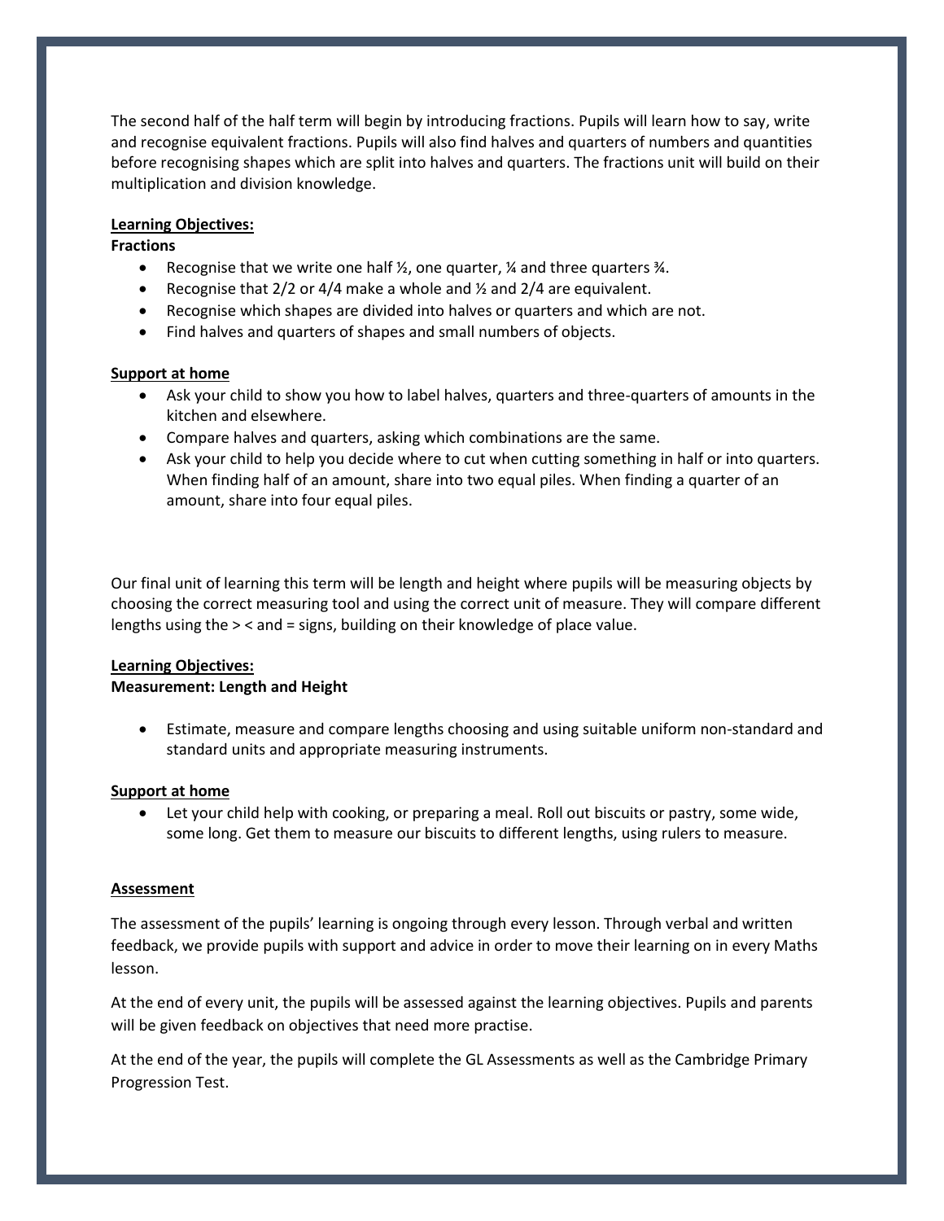The second half of the half term will begin by introducing fractions. Pupils will learn how to say, write and recognise equivalent fractions. Pupils will also find halves and quarters of numbers and quantities before recognising shapes which are split into halves and quarters. The fractions unit will build on their multiplication and division knowledge.

**Learning Objectives:**

**Fractions**

- Recognise that we write one half ½, one quarter, ¼ and three quarters ¾.
- Recognise that 2/2 or 4/4 make a whole and ½ and 2/4 are equivalent.
- Recognise which shapes are divided into halves or quarters and which are not.
- Find halves and quarters of shapes and small numbers of objects.

**Support at home**

- Ask your child to show you how to label halves, quarters and three-quarters of amounts in the kitchen and elsewhere.
- Compare halves and quarters, asking which combinations are the same.
- Ask your child to help you decide where to cut when cutting something in half or into quarters. When finding half of an amount, share into two equal piles. When finding a quarter of an amount, share into four equal piles.

Our final unit of learning this term will be length and height where pupils will be measuring objects by choosing the correct measuring tool and using the correct unit of measure. They will compare different lengths using the > < and = signs, building on their knowledge of place value.

**Learning Objectives:**

**Measurement: Length and Height**

- Estimate, measure and compare lengths choosing and using suitable uniform non-standard and standard units and appropriate measuring instruments.

**Support at home**

- Let your child help with cooking, or preparing a meal. Roll out biscuits or pastry, some wide, some long. Get them to measure our biscuits to different lengths, using rulers to measure.

**Assessment**

The assessment of the pupils' learning is ongoing through every lesson. Through verbal and written feedback, we provide pupils with support and advice in order to move their learning on in every Maths lesson.

At the end of every unit, the pupils will be assessed against the learning objectives. Pupils and parents will be given feedback on objectives that need more practise.

At the end of the year, the pupils will complete the GL Assessments as well as the Cambridge Primary Progression Test.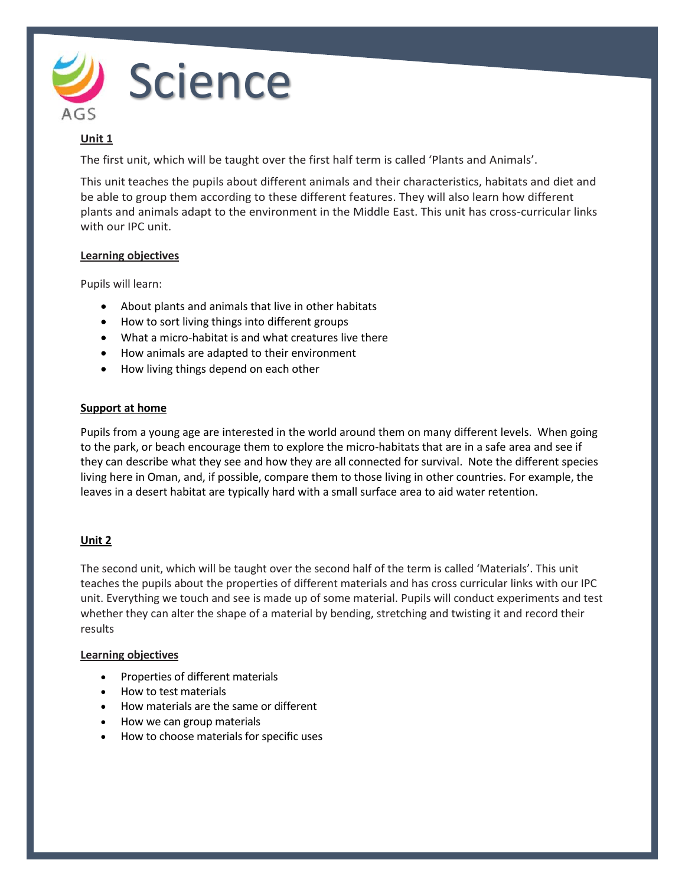# Science

AGS

## Unit 1

The first unit, which will be taught over the first half term is called 'Plants and Animals'.

This unit teaches the pupils about different animals and their characteristics, habitats and diet and be able to group them according to these different features. They will also learn how different plants and animals adapt to the environment in the Middle East. This unit has cross-curricular links with our IPC unit.

### Learning objectives

Pupils will learn:

- About plants and animals that live in other habitats
- How to sort living things into different groups
- What a micro-habitat is and what creatures live there
- How animals are adapted to their environment
- How living things depend on each other

### Support at home

Pupils from a young age are interested in the world around them on many different levels. When going to the park, or beach encourage them to explore the micro-habitats that are in a safe area and see if they can describe what they see and how they are all connected for survival. Note the different species living here in Oman, and, if possible, compare them to those living in other countries. For example, the leaves in a desert habitat are typically hard with a small surface area to aid water retention.

## Unit 2

The second unit, which will be taught over the second half of the term is called 'Materials'. This unit teaches the pupils about the properties of different materials and has cross curricular links with our IPC unit. Everything we touch and see is made up of some material. Pupils will conduct experiments and test whether they can alter the shape of a material by bending, stretching and twisting it and record their results

### Learning objectives

- Properties of different materials
- How to test materials
- How materials are the same or different
- How we can group materials
- How to choose materials for specific uses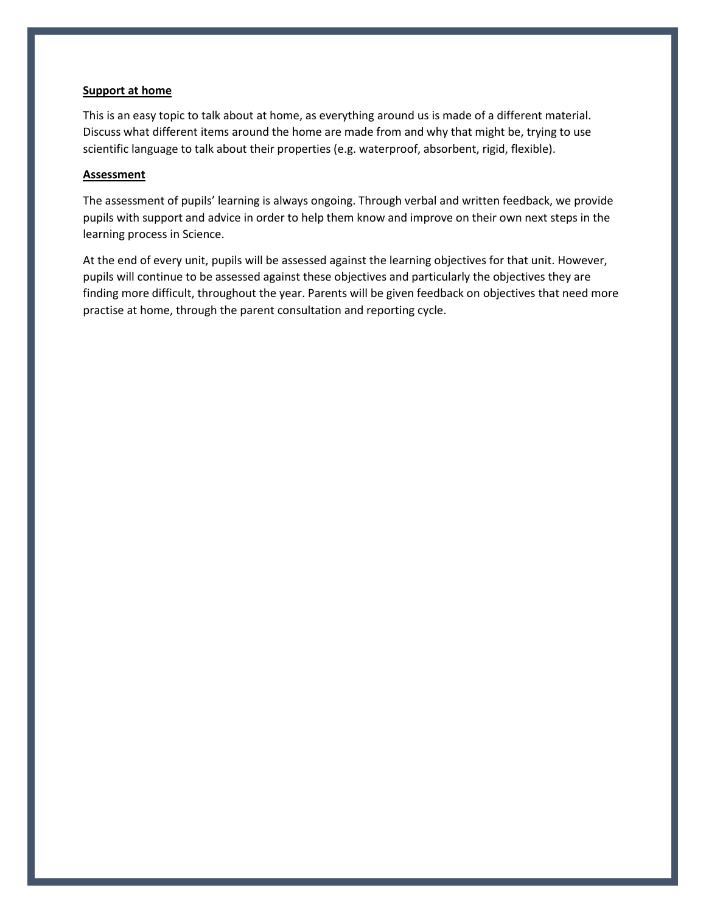**Support at home**

This is an easy topic to talk about at home, as everything around us is made of a different material. Discuss what different items around the home are made from and why that might be, trying to use scientific language to talk about their properties (e.g. waterproof, absorbent, rigid, flexible).

**Assessment**

The assessment of pupils' learning is always ongoing. Through verbal and written feedback, we provide pupils with support and advice in order to help them know and improve on their own next steps in the learning process in Science.

At the end of every unit, pupils will be assessed against the learning objectives for that unit. However, pupils will continue to be assessed against these objectives and particularly the objectives they are finding more difficult, throughout the year. Parents will be given feedback on objectives that need more practise at home, through the parent consultation and reporting cycle.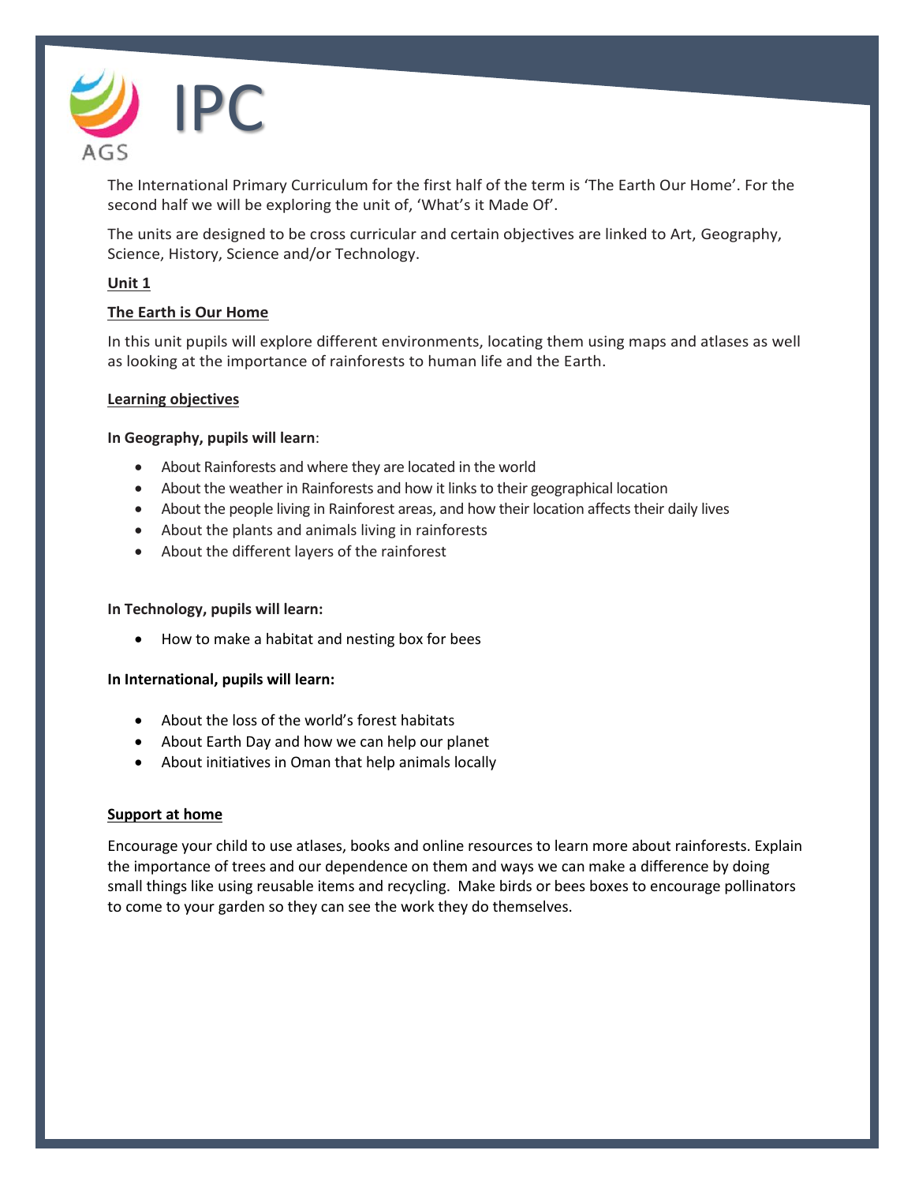# IPC

The International Primary Curriculum for the first half of the term is 'The Earth Our Home'. For the second half we will be exploring the unit of, 'What's it Made Of'.

The units are designed to be cross curricular and certain objectives are linked to Art, Geography, Science, History, Science and/or Technology.

## Unit 1

## The Earth is Our Home

In this unit pupils will explore different environments, locating them using maps and atlases as well as looking at the importance of rainforests to human life and the Earth.

### Learning objectives

**In Geography, pupils will learn**:

- About Rainforests and where they are located in the world
- About the weather in Rainforests and how it links to their geographical location
- About the people living in Rainforest areas, and how their location affects their daily lives
- About the plants and animals living in rainforests
- About the different layers of the rainforest

**In Technology, pupils will learn:**

- How to make a habitat and nesting box for bees

**In International, pupils will learn:**

- About the loss of the world's forest habitats
- About Earth Day and how we can help our planet
- About initiatives in Oman that help animals locally

### Support at home

Encourage your child to use atlases, books and online resources to learn more about rainforests. Explain the importance of trees and our dependence on them and ways we can make a difference by doing small things like using reusable items and recycling. Make birds or bees boxes to encourage pollinators to come to your garden so they can see the work they do themselves.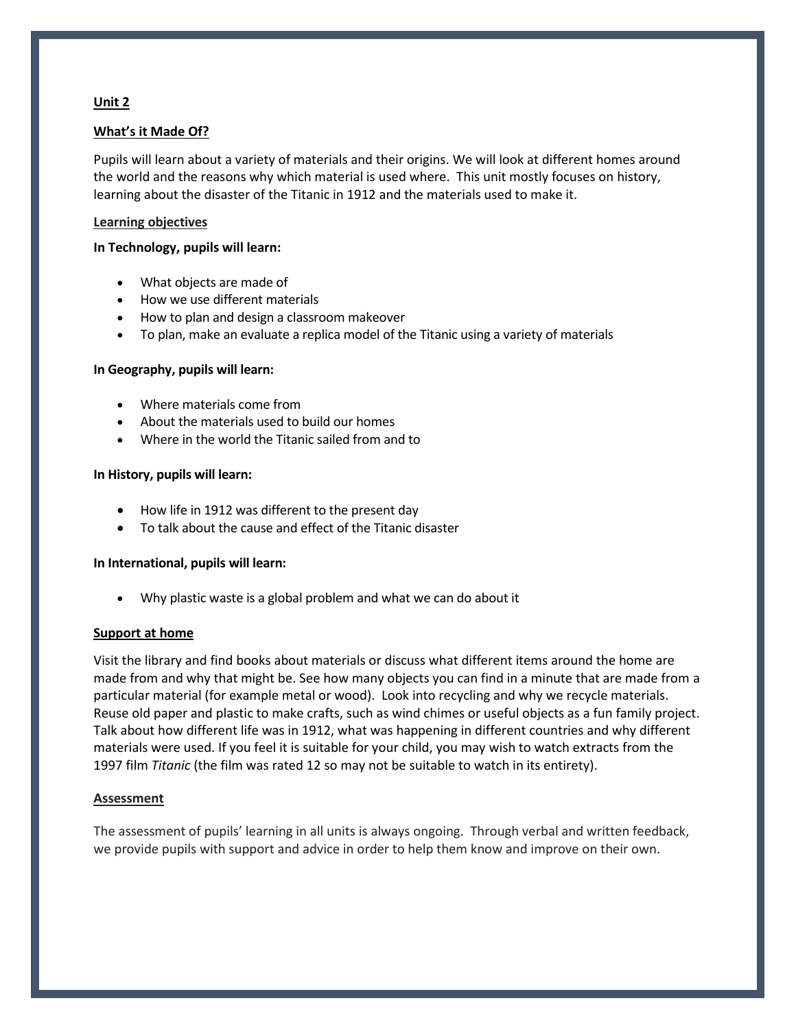## Unit 2

## What's it Made Of?

Pupils will learn about a variety of materials and their origins. We will look at different homes around the world and the reasons why which material is used where. This unit mostly focuses on history, learning about the disaster of the Titanic in 1912 and the materials used to make it.

### Learning objectives

**In Technology, pupils will learn:**

- What objects are made of
- How we use different materials
- How to plan and design a classroom makeover
- To plan, make an evaluate a replica model of the Titanic using a variety of materials

**In Geography, pupils will learn:**

- Where materials come from
- About the materials used to build our homes
- Where in the world the Titanic sailed from and to

**In History, pupils will learn:**

- How life in 1912 was different to the present day
- To talk about the cause and effect of the Titanic disaster

**In International, pupils will learn:**

- Why plastic waste is a global problem and what we can do about it

### Support at home

Visit the library and find books about materials or discuss what different items around the home are made from and why that might be. See how many objects you can find in a minute that are made from a particular material (for example metal or wood). Look into recycling and why we recycle materials. Reuse old paper and plastic to make crafts, such as wind chimes or useful objects as a fun family project. Talk about how different life was in 1912, what was happening in different countries and why different materials were used. If you feel it is suitable for your child, you may wish to watch extracts from the 1997 film *Titanic* (the film was rated 12 so may not be suitable to watch in its entirety).

### Assessment

The assessment of pupils' learning in all units is always ongoing. Through verbal and written feedback, we provide pupils with support and advice in order to help them know and improve on their own.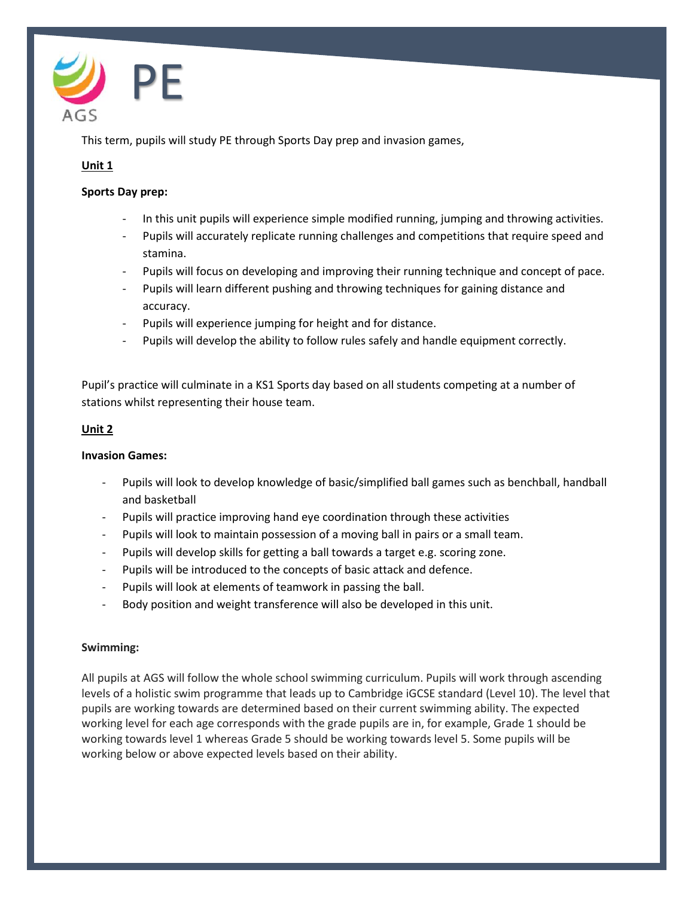# PE

This term, pupils will study PE through Sports Day prep and invasion games,

**Unit 1**

**Sports Day prep:**

- In this unit pupils will experience simple modified running, jumping and throwing activities.
- Pupils will accurately replicate running challenges and competitions that require speed and stamina.
- Pupils will focus on developing and improving their running technique and concept of pace.
- Pupils will learn different pushing and throwing techniques for gaining distance and accuracy.
- Pupils will experience jumping for height and for distance.
- Pupils will develop the ability to follow rules safely and handle equipment correctly.

Pupil's practice will culminate in a KS1 Sports day based on all students competing at a number of stations whilst representing their house team.

**Unit 2**

**Invasion Games:**

- Pupils will look to develop knowledge of basic/simplified ball games such as benchball, handball and basketball
- Pupils will practice improving hand eye coordination through these activities
- Pupils will look to maintain possession of a moving ball in pairs or a small team.
- Pupils will develop skills for getting a ball towards a target e.g. scoring zone.
- Pupils will be introduced to the concepts of basic attack and defence.
- Pupils will look at elements of teamwork in passing the ball.
- Body position and weight transference will also be developed in this unit.

**Swimming:**

All pupils at AGS will follow the whole school swimming curriculum. Pupils will work through ascending levels of a holistic swim programme that leads up to Cambridge iGCSE standard (Level 10). The level that pupils are working towards are determined based on their current swimming ability. The expected working level for each age corresponds with the grade pupils are in, for example, Grade 1 should be working towards level 1 whereas Grade 5 should be working towards level 5. Some pupils will be working below or above expected levels based on their ability.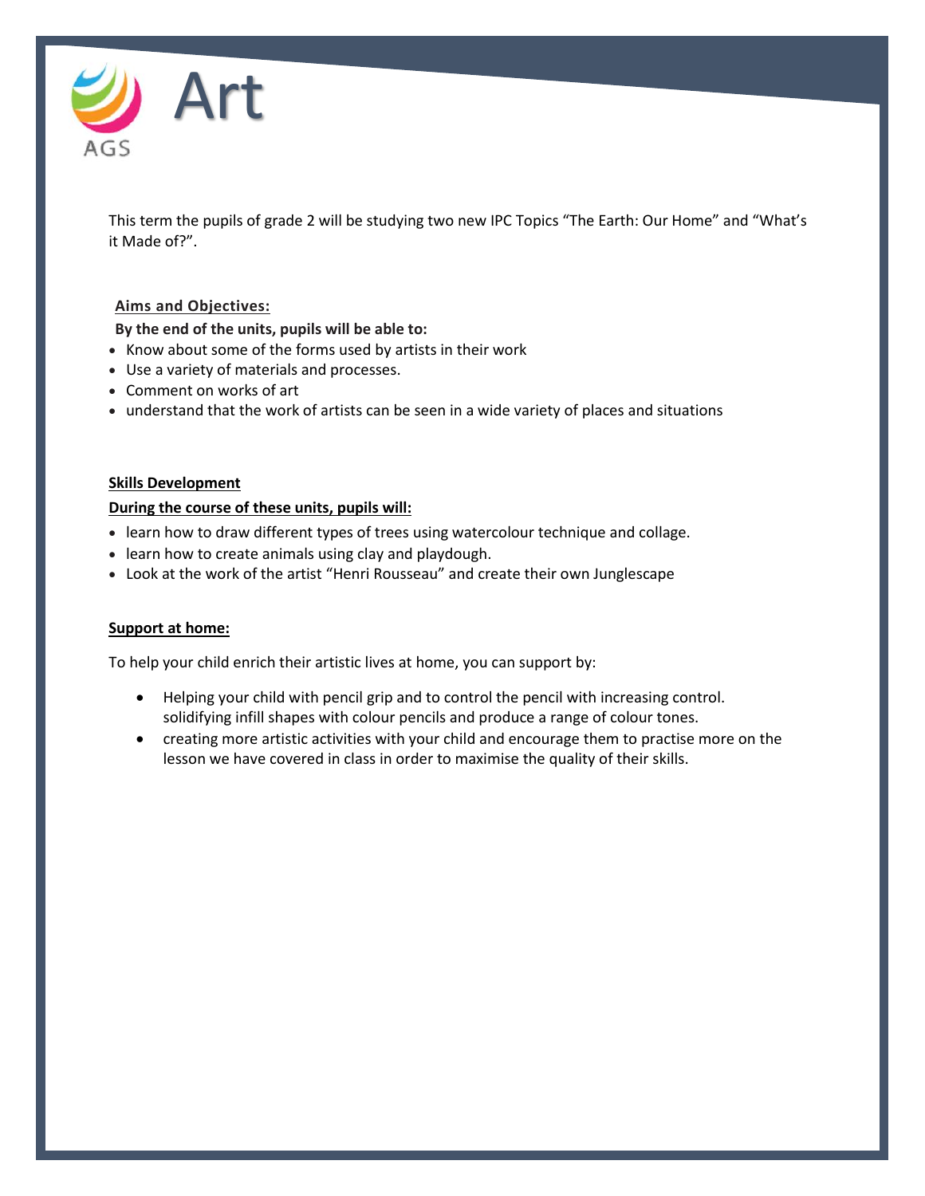# Art

This term the pupils of grade 2 will be studying two new IPC Topics "The Earth: Our Home" and "What's it Made of?".

**Aims and Objectives:**

**By the end of the units, pupils will be able to:**

- Know about some of the forms used by artists in their work
- Use a variety of materials and processes.
- Comment on works of art
- understand that the work of artists can be seen in a wide variety of places and situations

**Skills Development**

**During the course of these units, pupils will:**

- learn how to draw different types of trees using watercolour technique and collage.
- learn how to create animals using clay and playdough.
- Look at the work of the artist "Henri Rousseau" and create their own Junglescape

**Support at home:**

To help your child enrich their artistic lives at home, you can support by:

- Helping your child with pencil grip and to control the pencil with increasing control. solidifying infill shapes with colour pencils and produce a range of colour tones.
- creating more artistic activities with your child and encourage them to practise more on the lesson we have covered in class in order to maximise the quality of their skills.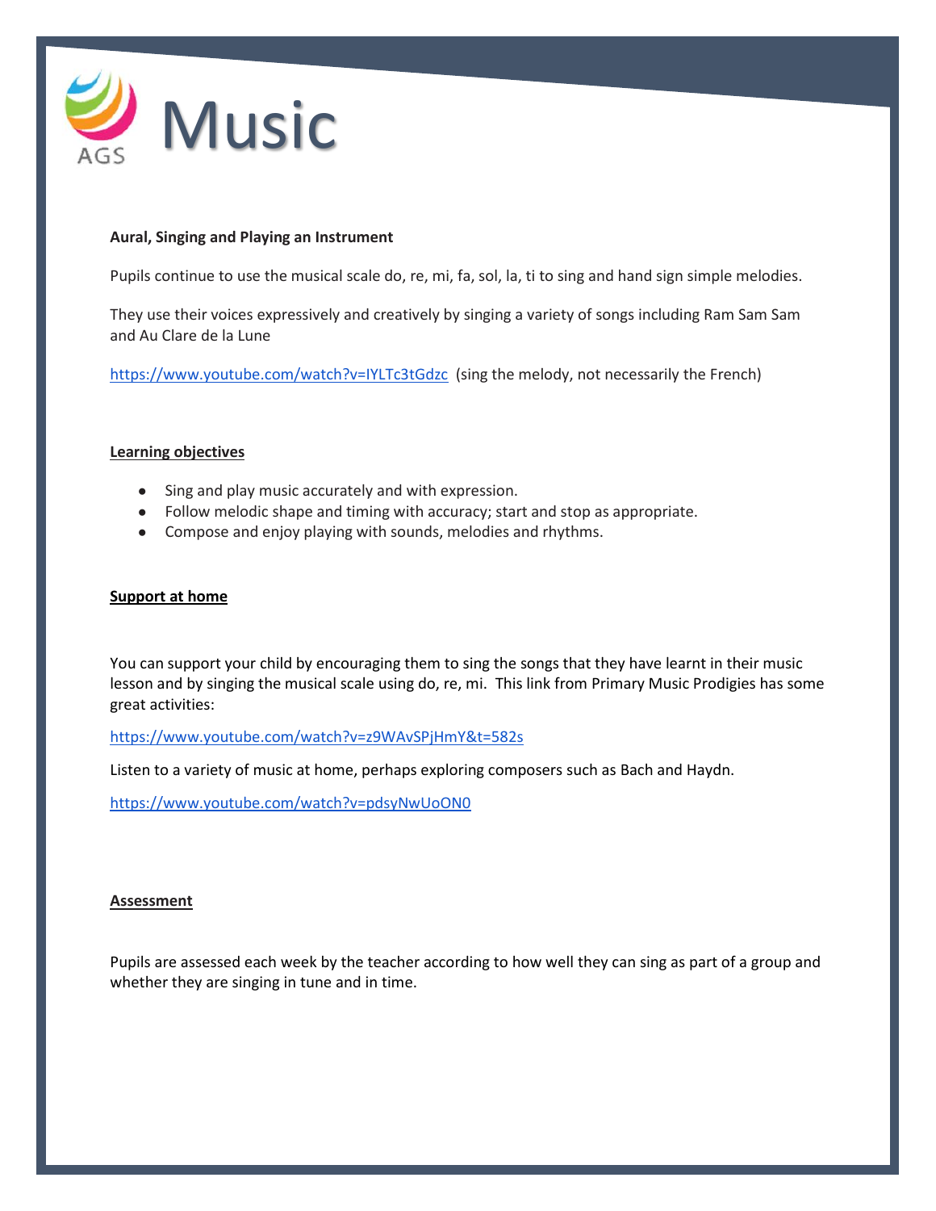# Music

**Aural, Singing and Playing an Instrument**

Pupils continue to use the musical scale do, re, mi, fa, sol, la, ti to sing and hand sign simple melodies.

They use their voices expressively and creatively by singing a variety of songs including Ram Sam Sam and Au Clare de la Lune

https://www.youtube.com/watch?v=IYLTc3tGdzc (sing the melody, not necessarily the French)

**Learning objectives**

- Sing and play music accurately and with expression.
- Follow melodic shape and timing with accuracy; start and stop as appropriate.
- Compose and enjoy playing with sounds, melodies and rhythms.

**Support at home**

You can support your child by encouraging them to sing the songs that they have learnt in their music lesson and by singing the musical scale using do, re, mi. This link from Primary Music Prodigies has some great activities:

https://www.youtube.com/watch?v=z9WAvSPjHmY&t=582s

Listen to a variety of music at home, perhaps exploring composers such as Bach and Haydn.

https://www.youtube.com/watch?v=pdsyNwUoON0

**Assessment**

Pupils are assessed each week by the teacher according to how well they can sing as part of a group and whether they are singing in tune and in time.